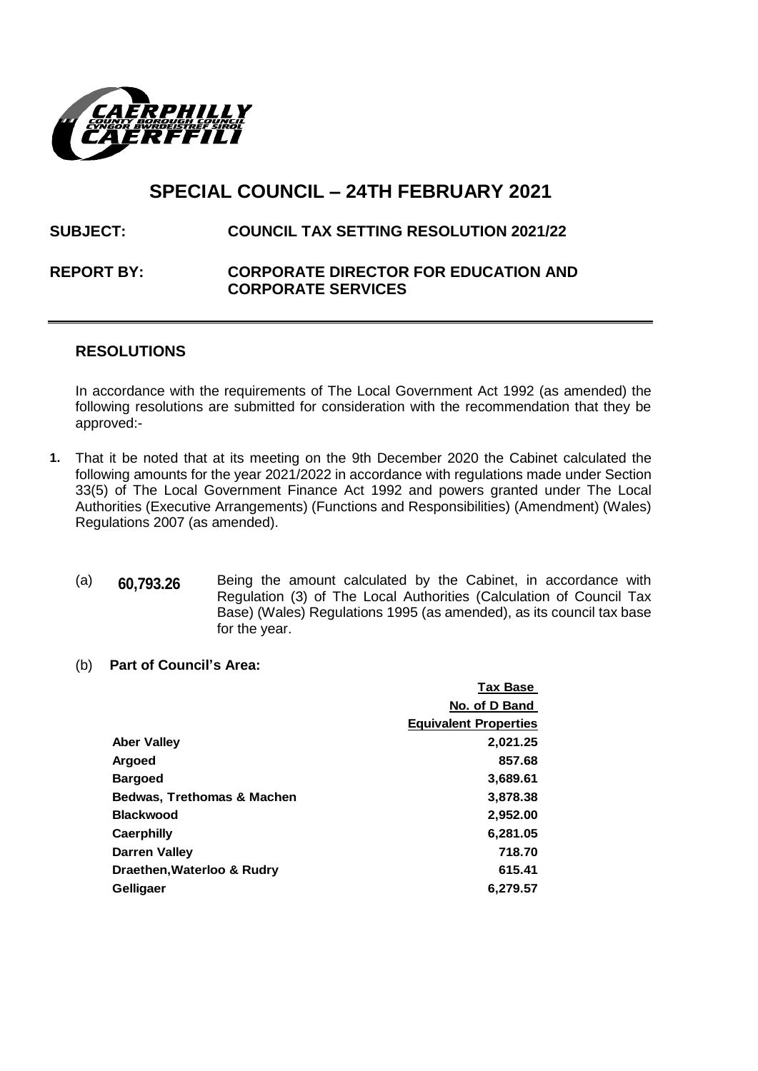# SPECIAL COUNCIL – 24TH FEBRUARY 2021

**SUBJECT: COUNCIL TAX SETTING RESOLUTION 2021/22**

**REPORT BY: CORPORATE DIRECTOR FOR EDUCATION AND CORPORATE SERVICES**

---

## RESOLUTIONS

In accordance with the requirements of The Local Government Act 1992 (as amended) the following resolutions are submitted for consideration with the recommendation that they be approved:-

**1.** That it be noted that at its meeting on the 9th December 2020 the Cabinet calculated the following amounts for the year 2021/2022 in accordance with regulations made under Section 33(5) of The Local Government Finance Act 1992 and powers granted under The Local Authorities (Executive Arrangements) (Functions and Responsibilities) (Amendment) (Wales) Regulations 2007 (as amended).

(a) **60,793.26** Being the amount calculated by the Cabinet, in accordance with Regulation (3) of The Local Authorities (Calculation of Council Tax Base) (Wales) Regulations 1995 (as amended), as its council tax base for the year.

(b) **Part of Council's Area:**

| | Tax Base No. of D Band Equivalent Properties |
|---|---|
| **Aber Valley** | **2,021.25** |
| **Argoed** | **857.68** |
| **Bargoed** | **3,689.61** |
| **Bedwas, Trethomas & Machen** | **3,878.38** |
| **Blackwood** | **2,952.00** |
| **Caerphilly** | **6,281.05** |
| **Darren Valley** | **718.70** |
| **Draethen,Waterloo & Rudry** | **615.41** |
| **Gelligaer** | **6,279.57** |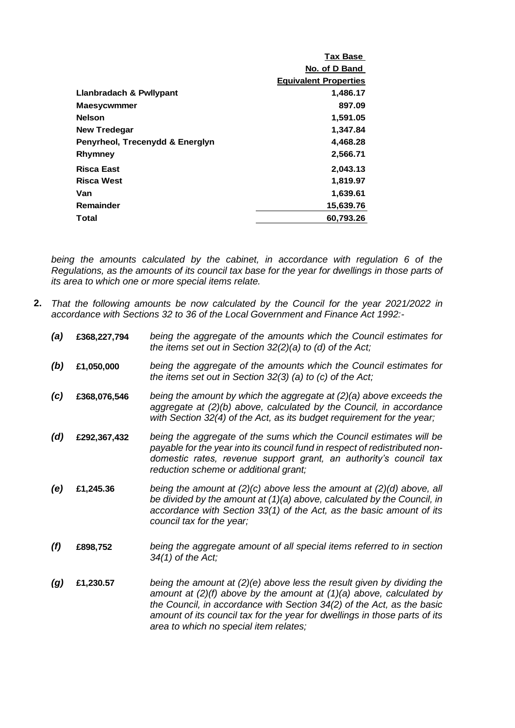| | Tax Base No. of D Band Equivalent Properties |
|---|---|
| **Llanbradach & Pwllypant** | **1,486.17** |
| **Maesycwmmer** | **897.09** |
| **Nelson** | **1,591.05** |
| **New Tredegar** | **1,347.84** |
| **Penyrheol, Trecenydd & Energlyn** | **4,468.28** |
| **Rhymney** | **2,566.71** |
| **Risca East** | **2,043.13** |
| **Risca West** | **1,819.97** |
| **Van** | **1,639.61** |
| **Remainder** | **15,639.76** |
| **Total** | **60,793.26** |

*being the amounts calculated by the cabinet, in accordance with regulation 6 of the Regulations, as the amounts of its council tax base for the year for dwellings in those parts of its area to which one or more special items relate.*

**2.** *That the following amounts be now calculated by the Council for the year 2021/2022 in accordance with Sections 32 to 36 of the Local Government and Finance Act 1992:-*

***(a)*** **£368,227,794** *being the aggregate of the amounts which the Council estimates for the items set out in Section 32(2)(a) to (d) of the Act;*

***(b)*** **£1,050,000** *being the aggregate of the amounts which the Council estimates for the items set out in Section 32(3) (a) to (c) of the Act;*

***(c)*** **£368,076,546** *being the amount by which the aggregate at (2)(a) above exceeds the aggregate at (2)(b) above, calculated by the Council, in accordance with Section 32(4) of the Act, as its budget requirement for the year;*

***(d)*** **£292,367,432** *being the aggregate of the sums which the Council estimates will be payable for the year into its council fund in respect of redistributed non-domestic rates, revenue support grant, an authority's council tax reduction scheme or additional grant;*

***(e)*** **£1,245.36** *being the amount at (2)(c) above less the amount at (2)(d) above, all be divided by the amount at (1)(a) above, calculated by the Council, in accordance with Section 33(1) of the Act, as the basic amount of its council tax for the year;*

***(f)*** **£898,752** *being the aggregate amount of all special items referred to in section 34(1) of the Act;*

***(g)*** **£1,230.57** *being the amount at (2)(e) above less the result given by dividing the amount at (2)(f) above by the amount at (1)(a) above, calculated by the Council, in accordance with Section 34(2) of the Act, as the basic amount of its council tax for the year for dwellings in those parts of its area to which no special item relates;*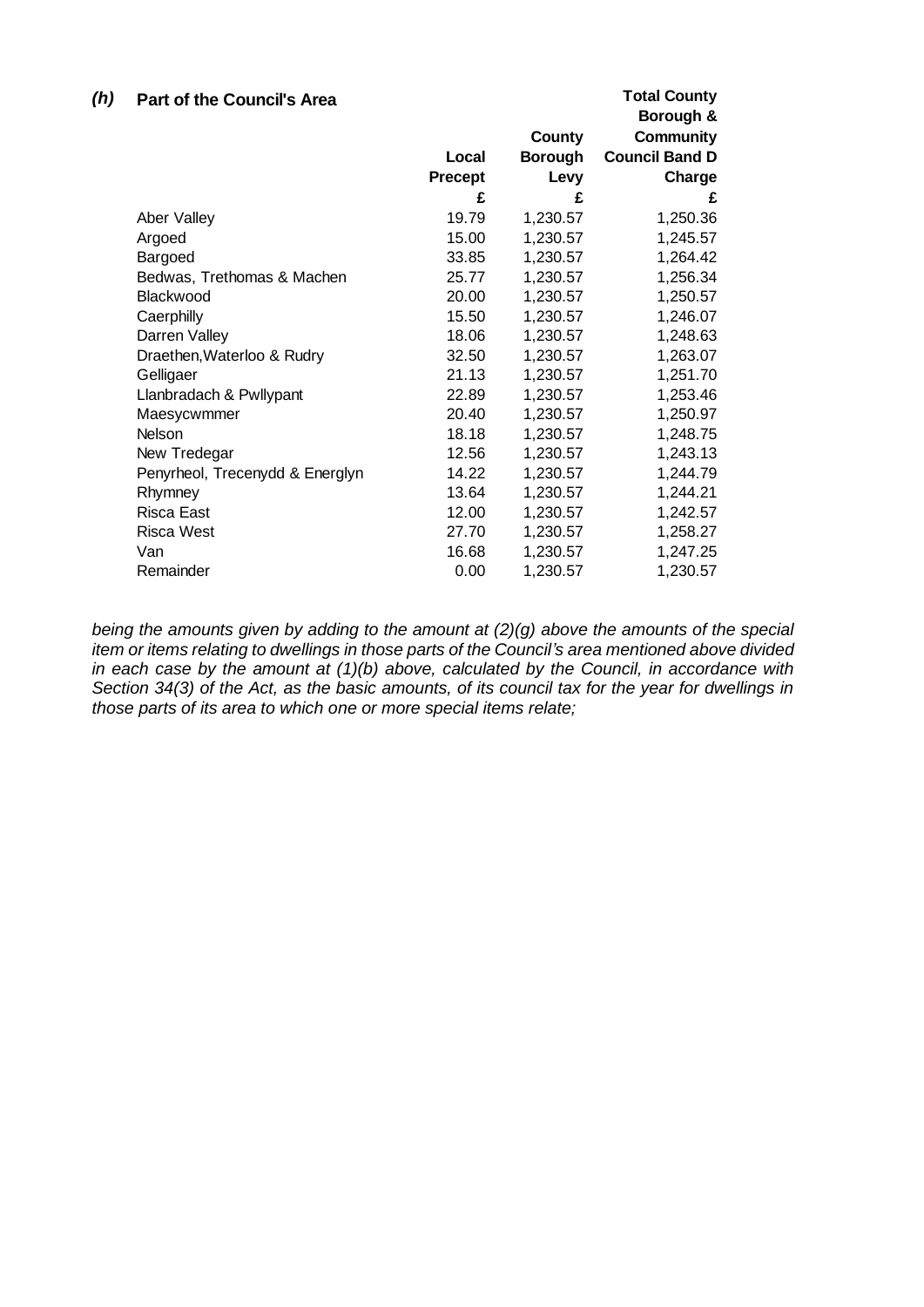***(h)*** **Part of the Council's Area**

| | Local Precept £ | County Borough Levy £ | Total County Borough & Community Council Band D Charge £ |
|---|---|---|---|
| Aber Valley | 19.79 | 1,230.57 | 1,250.36 |
| Argoed | 15.00 | 1,230.57 | 1,245.57 |
| Bargoed | 33.85 | 1,230.57 | 1,264.42 |
| Bedwas, Trethomas & Machen | 25.77 | 1,230.57 | 1,256.34 |
| Blackwood | 20.00 | 1,230.57 | 1,250.57 |
| Caerphilly | 15.50 | 1,230.57 | 1,246.07 |
| Darren Valley | 18.06 | 1,230.57 | 1,248.63 |
| Draethen,Waterloo & Rudry | 32.50 | 1,230.57 | 1,263.07 |
| Gelligaer | 21.13 | 1,230.57 | 1,251.70 |
| Llanbradach & Pwllypant | 22.89 | 1,230.57 | 1,253.46 |
| Maesycwmmer | 20.40 | 1,230.57 | 1,250.97 |
| Nelson | 18.18 | 1,230.57 | 1,248.75 |
| New Tredegar | 12.56 | 1,230.57 | 1,243.13 |
| Penyrheol, Trecenydd & Energlyn | 14.22 | 1,230.57 | 1,244.79 |
| Rhymney | 13.64 | 1,230.57 | 1,244.21 |
| Risca East | 12.00 | 1,230.57 | 1,242.57 |
| Risca West | 27.70 | 1,230.57 | 1,258.27 |
| Van | 16.68 | 1,230.57 | 1,247.25 |
| Remainder | 0.00 | 1,230.57 | 1,230.57 |

*being the amounts given by adding to the amount at (2)(g) above the amounts of the special item or items relating to dwellings in those parts of the Council's area mentioned above divided in each case by the amount at (1)(b) above, calculated by the Council, in accordance with Section 34(3) of the Act, as the basic amounts, of its council tax for the year for dwellings in those parts of its area to which one or more special items relate;*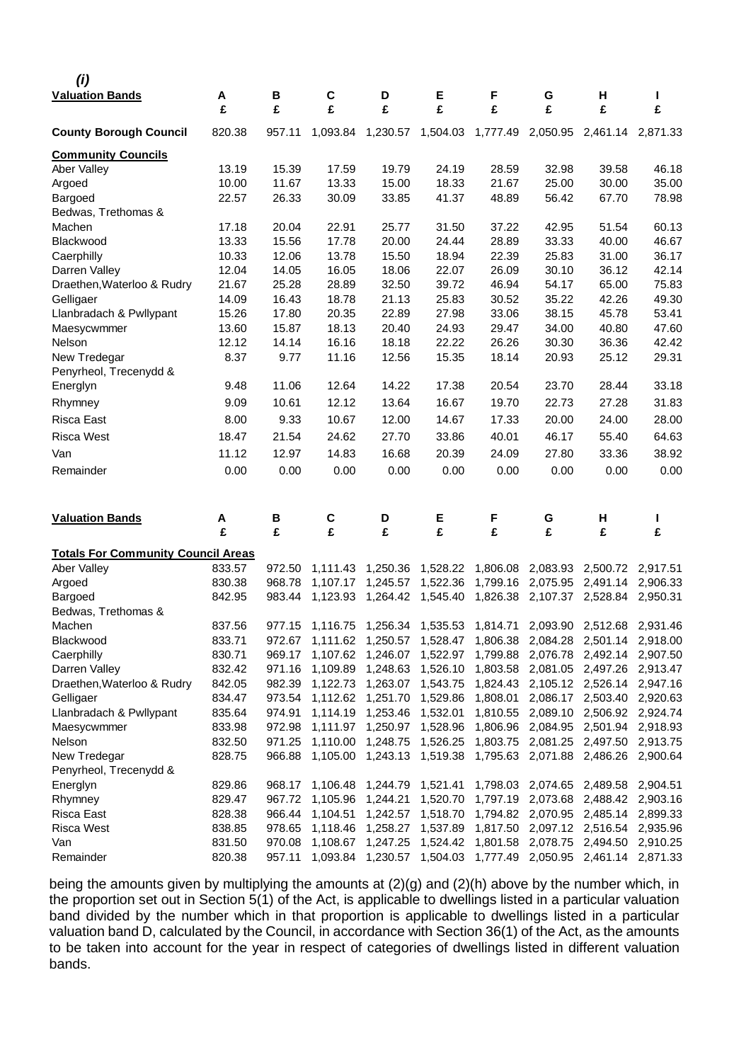*(i)*

| Valuation Bands | A<br>£ | B<br>£ | C<br>£ | D<br>£ | E<br>£ | F<br>£ | G<br>£ | H<br>£ | I<br>£ |
|---|---|---|---|---|---|---|---|---|---|
| **County Borough Council** | 820.38 | 957.11 | 1,093.84 | 1,230.57 | 1,504.03 | 1,777.49 | 2,050.95 | 2,461.14 | 2,871.33 |
| **Community Councils** | | | | | | | | | |
| Aber Valley | 13.19 | 15.39 | 17.59 | 19.79 | 24.19 | 28.59 | 32.98 | 39.58 | 46.18 |
| Argoed | 10.00 | 11.67 | 13.33 | 15.00 | 18.33 | 21.67 | 25.00 | 30.00 | 35.00 |
| Bargoed | 22.57 | 26.33 | 30.09 | 33.85 | 41.37 | 48.89 | 56.42 | 67.70 | 78.98 |
| Bedwas, Trethomas & Machen | 17.18 | 20.04 | 22.91 | 25.77 | 31.50 | 37.22 | 42.95 | 51.54 | 60.13 |
| Blackwood | 13.33 | 15.56 | 17.78 | 20.00 | 24.44 | 28.89 | 33.33 | 40.00 | 46.67 |
| Caerphilly | 10.33 | 12.06 | 13.78 | 15.50 | 18.94 | 22.39 | 25.83 | 31.00 | 36.17 |
| Darren Valley | 12.04 | 14.05 | 16.05 | 18.06 | 22.07 | 26.09 | 30.10 | 36.12 | 42.14 |
| Draethen,Waterloo & Rudry | 21.67 | 25.28 | 28.89 | 32.50 | 39.72 | 46.94 | 54.17 | 65.00 | 75.83 |
| Gelligaer | 14.09 | 16.43 | 18.78 | 21.13 | 25.83 | 30.52 | 35.22 | 42.26 | 49.30 |
| Llanbradach & Pwllypant | 15.26 | 17.80 | 20.35 | 22.89 | 27.98 | 33.06 | 38.15 | 45.78 | 53.41 |
| Maesycwmmer | 13.60 | 15.87 | 18.13 | 20.40 | 24.93 | 29.47 | 34.00 | 40.80 | 47.60 |
| Nelson | 12.12 | 14.14 | 16.16 | 18.18 | 22.22 | 26.26 | 30.30 | 36.36 | 42.42 |
| New Tredegar | 8.37 | 9.77 | 11.16 | 12.56 | 15.35 | 18.14 | 20.93 | 25.12 | 29.31 |
| Penyrheol, Trecenydd & Energlyn | 9.48 | 11.06 | 12.64 | 14.22 | 17.38 | 20.54 | 23.70 | 28.44 | 33.18 |
| Rhymney | 9.09 | 10.61 | 12.12 | 13.64 | 16.67 | 19.70 | 22.73 | 27.28 | 31.83 |
| Risca East | 8.00 | 9.33 | 10.67 | 12.00 | 14.67 | 17.33 | 20.00 | 24.00 | 28.00 |
| Risca West | 18.47 | 21.54 | 24.62 | 27.70 | 33.86 | 40.01 | 46.17 | 55.40 | 64.63 |
| Van | 11.12 | 12.97 | 14.83 | 16.68 | 20.39 | 24.09 | 27.80 | 33.36 | 38.92 |
| Remainder | 0.00 | 0.00 | 0.00 | 0.00 | 0.00 | 0.00 | 0.00 | 0.00 | 0.00 |

| Valuation Bands | A<br>£ | B<br>£ | C<br>£ | D<br>£ | E<br>£ | F<br>£ | G<br>£ | H<br>£ | I<br>£ |
|---|---|---|---|---|---|---|---|---|---|
| **Totals For Community Council Areas** | | | | | | | | | |
| Aber Valley | 833.57 | 972.50 | 1,111.43 | 1,250.36 | 1,528.22 | 1,806.08 | 2,083.93 | 2,500.72 | 2,917.51 |
| Argoed | 830.38 | 968.78 | 1,107.17 | 1,245.57 | 1,522.36 | 1,799.16 | 2,075.95 | 2,491.14 | 2,906.33 |
| Bargoed | 842.95 | 983.44 | 1,123.93 | 1,264.42 | 1,545.40 | 1,826.38 | 2,107.37 | 2,528.84 | 2,950.31 |
| Bedwas, Trethomas & Machen | 837.56 | 977.15 | 1,116.75 | 1,256.34 | 1,535.53 | 1,814.71 | 2,093.90 | 2,512.68 | 2,931.46 |
| Blackwood | 833.71 | 972.67 | 1,111.62 | 1,250.57 | 1,528.47 | 1,806.38 | 2,084.28 | 2,501.14 | 2,918.00 |
| Caerphilly | 830.71 | 969.17 | 1,107.62 | 1,246.07 | 1,522.97 | 1,799.88 | 2,076.78 | 2,492.14 | 2,907.50 |
| Darren Valley | 832.42 | 971.16 | 1,109.89 | 1,248.63 | 1,526.10 | 1,803.58 | 2,081.05 | 2,497.26 | 2,913.47 |
| Draethen,Waterloo & Rudry | 842.05 | 982.39 | 1,122.73 | 1,263.07 | 1,543.75 | 1,824.43 | 2,105.12 | 2,526.14 | 2,947.16 |
| Gelligaer | 834.47 | 973.54 | 1,112.62 | 1,251.70 | 1,529.86 | 1,808.01 | 2,086.17 | 2,503.40 | 2,920.63 |
| Llanbradach & Pwllypant | 835.64 | 974.91 | 1,114.19 | 1,253.46 | 1,532.01 | 1,810.55 | 2,089.10 | 2,506.92 | 2,924.74 |
| Maesycwmmer | 833.98 | 972.98 | 1,111.97 | 1,250.97 | 1,528.96 | 1,806.96 | 2,084.95 | 2,501.94 | 2,918.93 |
| Nelson | 832.50 | 971.25 | 1,110.00 | 1,248.75 | 1,526.25 | 1,803.75 | 2,081.25 | 2,497.50 | 2,913.75 |
| New Tredegar | 828.75 | 966.88 | 1,105.00 | 1,243.13 | 1,519.38 | 1,795.63 | 2,071.88 | 2,486.26 | 2,900.64 |
| Penyrheol, Trecenydd & Energlyn | 829.86 | 968.17 | 1,106.48 | 1,244.79 | 1,521.41 | 1,798.03 | 2,074.65 | 2,489.58 | 2,904.51 |
| Rhymney | 829.47 | 967.72 | 1,105.96 | 1,244.21 | 1,520.70 | 1,797.19 | 2,073.68 | 2,488.42 | 2,903.16 |
| Risca East | 828.38 | 966.44 | 1,104.51 | 1,242.57 | 1,518.70 | 1,794.82 | 2,070.95 | 2,485.14 | 2,899.33 |
| Risca West | 838.85 | 978.65 | 1,118.46 | 1,258.27 | 1,537.89 | 1,817.50 | 2,097.12 | 2,516.54 | 2,935.96 |
| Van | 831.50 | 970.08 | 1,108.67 | 1,247.25 | 1,524.42 | 1,801.58 | 2,078.75 | 2,494.50 | 2,910.25 |
| Remainder | 820.38 | 957.11 | 1,093.84 | 1,230.57 | 1,504.03 | 1,777.49 | 2,050.95 | 2,461.14 | 2,871.33 |

being the amounts given by multiplying the amounts at (2)(g) and (2)(h) above by the number which, in the proportion set out in Section 5(1) of the Act, is applicable to dwellings listed in a particular valuation band divided by the number which in that proportion is applicable to dwellings listed in a particular valuation band D, calculated by the Council, in accordance with Section 36(1) of the Act, as the amounts to be taken into account for the year in respect of categories of dwellings listed in different valuation bands.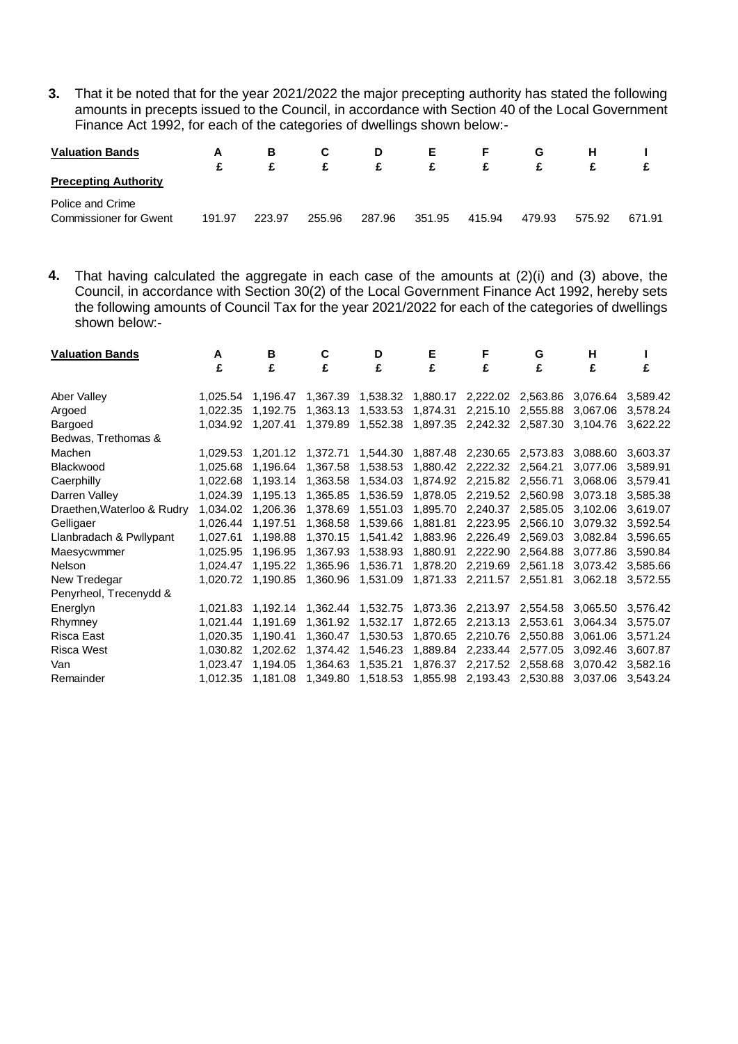**3.** That it be noted that for the year 2021/2022 the major precepting authority has stated the following amounts in precepts issued to the Council, in accordance with Section 40 of the Local Government Finance Act 1992, for each of the categories of dwellings shown below:-

| **Valuation Bands** | A | B | C | D | E | F | G | H | I |
|---|---|---|---|---|---|---|---|---|---|
| | £ | £ | £ | £ | £ | £ | £ | £ | £ |
| **Precepting Authority** | | | | | | | | | |
| Police and Crime Commissioner for Gwent | 191.97 | 223.97 | 255.96 | 287.96 | 351.95 | 415.94 | 479.93 | 575.92 | 671.91 |

**4.** That having calculated the aggregate in each case of the amounts at (2)(i) and (3) above, the Council, in accordance with Section 30(2) of the Local Government Finance Act 1992, hereby sets the following amounts of Council Tax for the year 2021/2022 for each of the categories of dwellings shown below:-

| **Valuation Bands** | A | B | C | D | E | F | G | H | I |
|---|---|---|---|---|---|---|---|---|---|
| | £ | £ | £ | £ | £ | £ | £ | £ | £ |
| Aber Valley | 1,025.54 | 1,196.47 | 1,367.39 | 1,538.32 | 1,880.17 | 2,222.02 | 2,563.86 | 3,076.64 | 3,589.42 |
| Argoed | 1,022.35 | 1,192.75 | 1,363.13 | 1,533.53 | 1,874.31 | 2,215.10 | 2,555.88 | 3,067.06 | 3,578.24 |
| Bargoed | 1,034.92 | 1,207.41 | 1,379.89 | 1,552.38 | 1,897.35 | 2,242.32 | 2,587.30 | 3,104.76 | 3,622.22 |
| Bedwas, Trethomas & Machen | 1,029.53 | 1,201.12 | 1,372.71 | 1,544.30 | 1,887.48 | 2,230.65 | 2,573.83 | 3,088.60 | 3,603.37 |
| Blackwood | 1,025.68 | 1,196.64 | 1,367.58 | 1,538.53 | 1,880.42 | 2,222.32 | 2,564.21 | 3,077.06 | 3,589.91 |
| Caerphilly | 1,022.68 | 1,193.14 | 1,363.58 | 1,534.03 | 1,874.92 | 2,215.82 | 2,556.71 | 3,068.06 | 3,579.41 |
| Darren Valley | 1,024.39 | 1,195.13 | 1,365.85 | 1,536.59 | 1,878.05 | 2,219.52 | 2,560.98 | 3,073.18 | 3,585.38 |
| Draethen,Waterloo & Rudry | 1,034.02 | 1,206.36 | 1,378.69 | 1,551.03 | 1,895.70 | 2,240.37 | 2,585.05 | 3,102.06 | 3,619.07 |
| Gelligaer | 1,026.44 | 1,197.51 | 1,368.58 | 1,539.66 | 1,881.81 | 2,223.95 | 2,566.10 | 3,079.32 | 3,592.54 |
| Llanbradach & Pwllypant | 1,027.61 | 1,198.88 | 1,370.15 | 1,541.42 | 1,883.96 | 2,226.49 | 2,569.03 | 3,082.84 | 3,596.65 |
| Maesycwmmer | 1,025.95 | 1,196.95 | 1,367.93 | 1,538.93 | 1,880.91 | 2,222.90 | 2,564.88 | 3,077.86 | 3,590.84 |
| Nelson | 1,024.47 | 1,195.22 | 1,365.96 | 1,536.71 | 1,878.20 | 2,219.69 | 2,561.18 | 3,073.42 | 3,585.66 |
| New Tredegar | 1,020.72 | 1,190.85 | 1,360.96 | 1,531.09 | 1,871.33 | 2,211.57 | 2,551.81 | 3,062.18 | 3,572.55 |
| Penyrheol, Trecenydd & Energlyn | 1,021.83 | 1,192.14 | 1,362.44 | 1,532.75 | 1,873.36 | 2,213.97 | 2,554.58 | 3,065.50 | 3,576.42 |
| Rhymney | 1,021.44 | 1,191.69 | 1,361.92 | 1,532.17 | 1,872.65 | 2,213.13 | 2,553.61 | 3,064.34 | 3,575.07 |
| Risca East | 1,020.35 | 1,190.41 | 1,360.47 | 1,530.53 | 1,870.65 | 2,210.76 | 2,550.88 | 3,061.06 | 3,571.24 |
| Risca West | 1,030.82 | 1,202.62 | 1,374.42 | 1,546.23 | 1,889.84 | 2,233.44 | 2,577.05 | 3,092.46 | 3,607.87 |
| Van | 1,023.47 | 1,194.05 | 1,364.63 | 1,535.21 | 1,876.37 | 2,217.52 | 2,558.68 | 3,070.42 | 3,582.16 |
| Remainder | 1,012.35 | 1,181.08 | 1,349.80 | 1,518.53 | 1,855.98 | 2,193.43 | 2,530.88 | 3,037.06 | 3,543.24 |